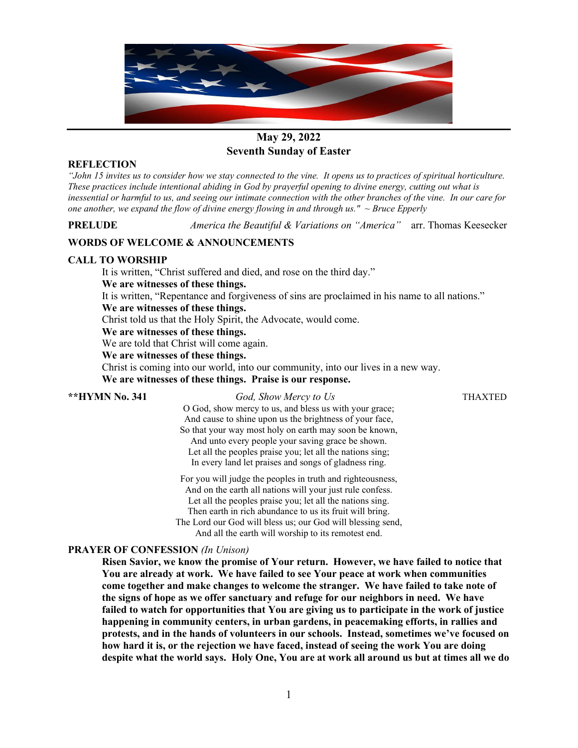**May 29, 2022**
**Seventh Sunday of Easter**

**REFLECTION**

*"John 15 invites us to consider how we stay connected to the vine. It opens us to practices of spiritual horticulture. These practices include intentional abiding in God by prayerful opening to divine energy, cutting out what is inessential or harmful to us, and seeing our intimate connection with the other branches of the vine. In our care for one another, we expand the flow of divine energy flowing in and through us." ~ Bruce Epperly*

**PRELUDE** *America the Beautiful & Variations on "America"* arr. Thomas Keesecker

**WORDS OF WELCOME & ANNOUNCEMENTS**

**CALL TO WORSHIP**

It is written, "Christ suffered and died, and rose on the third day."
**We are witnesses of these things.**
It is written, "Repentance and forgiveness of sins are proclaimed in his name to all nations."
**We are witnesses of these things.**
Christ told us that the Holy Spirit, the Advocate, would come.
**We are witnesses of these things.**
We are told that Christ will come again.
**We are witnesses of these things.**
Christ is coming into our world, into our community, into our lives in a new way.
**We are witnesses of these things. Praise is our response.**

**\*\*HYMN No. 341** *God, Show Mercy to Us* THAXTED

O God, show mercy to us, and bless us with your grace;
And cause to shine upon us the brightness of your face,
So that your way most holy on earth may soon be known,
And unto every people your saving grace be shown.
Let all the peoples praise you; let all the nations sing;
In every land let praises and songs of gladness ring.

For you will judge the peoples in truth and righteousness,
And on the earth all nations will your just rule confess.
Let all the peoples praise you; let all the nations sing.
Then earth in rich abundance to us its fruit will bring.
The Lord our God will bless us; our God will blessing send,
And all the earth will worship to its remotest end.

**PRAYER OF CONFESSION** *(In Unison)*

**Risen Savior, we know the promise of Your return. However, we have failed to notice that You are already at work. We have failed to see Your peace at work when communities come together and make changes to welcome the stranger. We have failed to take note of the signs of hope as we offer sanctuary and refuge for our neighbors in need. We have failed to watch for opportunities that You are giving us to participate in the work of justice happening in community centers, in urban gardens, in peacemaking efforts, in rallies and protests, and in the hands of volunteers in our schools. Instead, sometimes we've focused on how hard it is, or the rejection we have faced, instead of seeing the work You are doing despite what the world says. Holy One, You are at work all around us but at times all we do**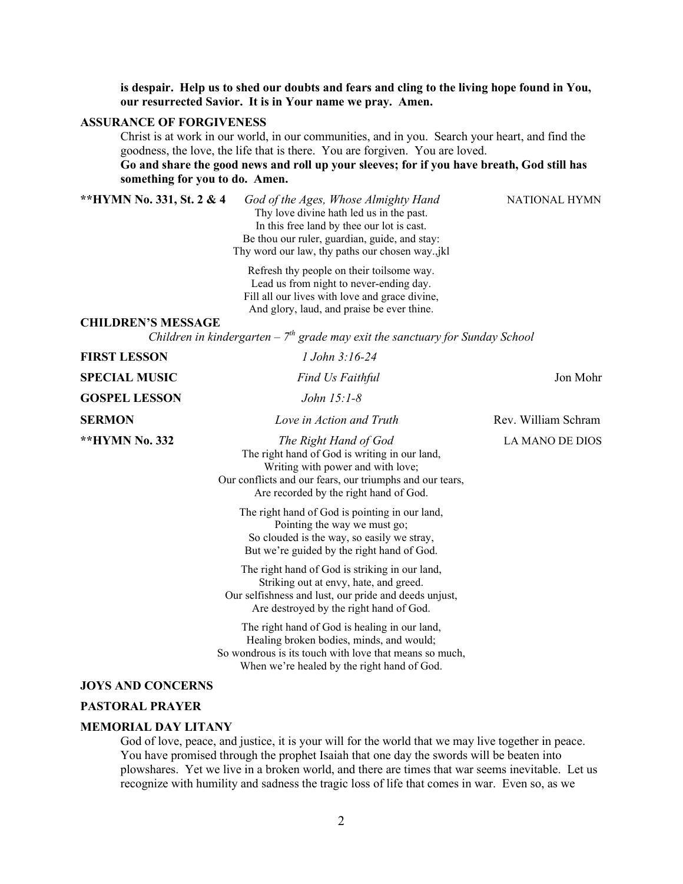**is despair. Help us to shed our doubts and fears and cling to the living hope found in You, our resurrected Savior. It is in Your name we pray. Amen.**

**ASSURANCE OF FORGIVENESS**

Christ is at work in our world, in our communities, and in you. Search your heart, and find the goodness, the love, the life that is there. You are forgiven. You are loved.

**Go and share the good news and roll up your sleeves; for if you have breath, God still has something for you to do. Amen.**

**\*\*HYMN No. 331, St. 2 & 4** *God of the Ages, Whose Almighty Hand* NATIONAL HYMN

Thy love divine hath led us in the past.
In this free land by thee our lot is cast.
Be thou our ruler, guardian, guide, and stay:
Thy word our law, thy paths our chosen way.,jkl

Refresh thy people on their toilsome way.
Lead us from night to never-ending day.
Fill all our lives with love and grace divine,
And glory, laud, and praise be ever thine.

**CHILDREN'S MESSAGE**

*Children in kindergarten – 7th grade may exit the sanctuary for Sunday School*

**FIRST LESSON** *1 John 3:16-24*

**SPECIAL MUSIC** *Find Us Faithful* Jon Mohr

**GOSPEL LESSON** *John 15:1-8*

**SERMON** *Love in Action and Truth* Rev. William Schram

**\*\*HYMN No. 332** *The Right Hand of God* LA MANO DE DIOS

The right hand of God is writing in our land,
Writing with power and with love;
Our conflicts and our fears, our triumphs and our tears,
Are recorded by the right hand of God.

The right hand of God is pointing in our land,
Pointing the way we must go;
So clouded is the way, so easily we stray,
But we're guided by the right hand of God.

The right hand of God is striking in our land,
Striking out at envy, hate, and greed.
Our selfishness and lust, our pride and deeds unjust,
Are destroyed by the right hand of God.

The right hand of God is healing in our land,
Healing broken bodies, minds, and would;
So wondrous is its touch with love that means so much,
When we're healed by the right hand of God.

**JOYS AND CONCERNS**

**PASTORAL PRAYER**

**MEMORIAL DAY LITANY**

God of love, peace, and justice, it is your will for the world that we may live together in peace. You have promised through the prophet Isaiah that one day the swords will be beaten into plowshares. Yet we live in a broken world, and there are times that war seems inevitable. Let us recognize with humility and sadness the tragic loss of life that comes in war. Even so, as we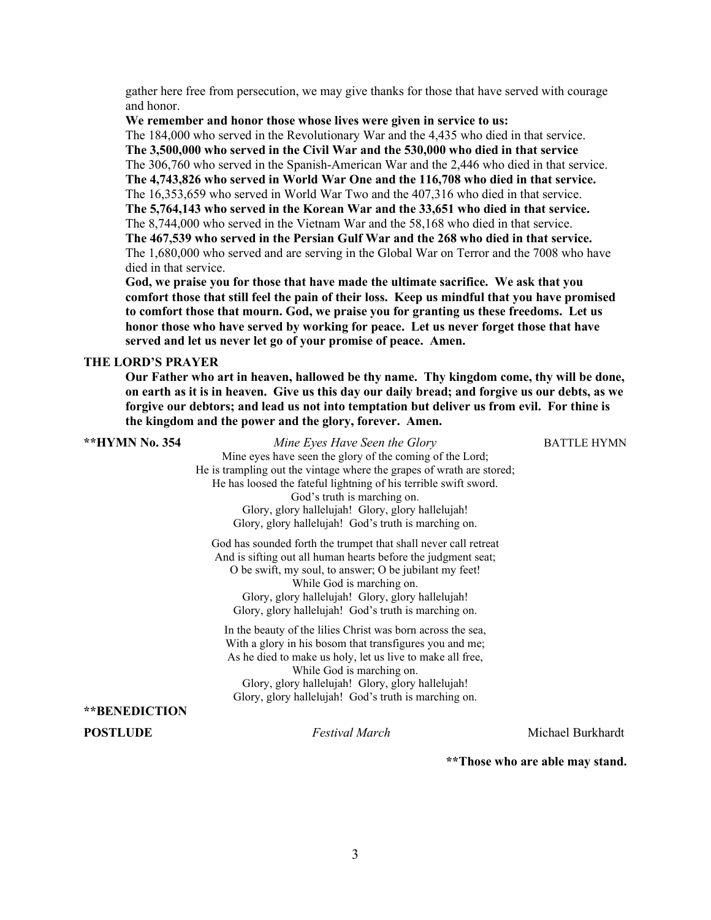gather here free from persecution, we may give thanks for those that have served with courage and honor.

**We remember and honor those whose lives were given in service to us:**

The 184,000 who served in the Revolutionary War and the 4,435 who died in that service.

**The 3,500,000 who served in the Civil War and the 530,000 who died in that service**

The 306,760 who served in the Spanish-American War and the 2,446 who died in that service.

**The 4,743,826 who served in World War One and the 116,708 who died in that service.**

The 16,353,659 who served in World War Two and the 407,316 who died in that service.

**The 5,764,143 who served in the Korean War and the 33,651 who died in that service.**

The 8,744,000 who served in the Vietnam War and the 58,168 who died in that service.

**The 467,539 who served in the Persian Gulf War and the 268 who died in that service.**

The 1,680,000 who served and are serving in the Global War on Terror and the 7008 who have died in that service.

**God, we praise you for those that have made the ultimate sacrifice. We ask that you comfort those that still feel the pain of their loss. Keep us mindful that you have promised to comfort those that mourn. God, we praise you for granting us these freedoms. Let us honor those who have served by working for peace. Let us never forget those that have served and let us never let go of your promise of peace. Amen.**

**THE LORD'S PRAYER**

**Our Father who art in heaven, hallowed be thy name. Thy kingdom come, thy will be done, on earth as it is in heaven. Give us this day our daily bread; and forgive us our debts, as we forgive our debtors; and lead us not into temptation but deliver us from evil. For thine is the kingdom and the power and the glory, forever. Amen.**

**\*\*HYMN No. 354** *Mine Eyes Have Seen the Glory* BATTLE HYMN

Mine eyes have seen the glory of the coming of the Lord;
He is trampling out the vintage where the grapes of wrath are stored;
He has loosed the fateful lightning of his terrible swift sword.
God's truth is marching on.
Glory, glory hallelujah! Glory, glory hallelujah!
Glory, glory hallelujah! God's truth is marching on.

God has sounded forth the trumpet that shall never call retreat
And is sifting out all human hearts before the judgment seat;
O be swift, my soul, to answer; O be jubilant my feet!
While God is marching on.
Glory, glory hallelujah! Glory, glory hallelujah!
Glory, glory hallelujah! God's truth is marching on.

In the beauty of the lilies Christ was born across the sea,
With a glory in his bosom that transfigures you and me;
As he died to make us holy, let us live to make all free,
While God is marching on.
Glory, glory hallelujah! Glory, glory hallelujah!
Glory, glory hallelujah! God's truth is marching on.

**\*\*BENEDICTION**

**POSTLUDE** *Festival March* Michael Burkhardt

**\*\*Those who are able may stand.**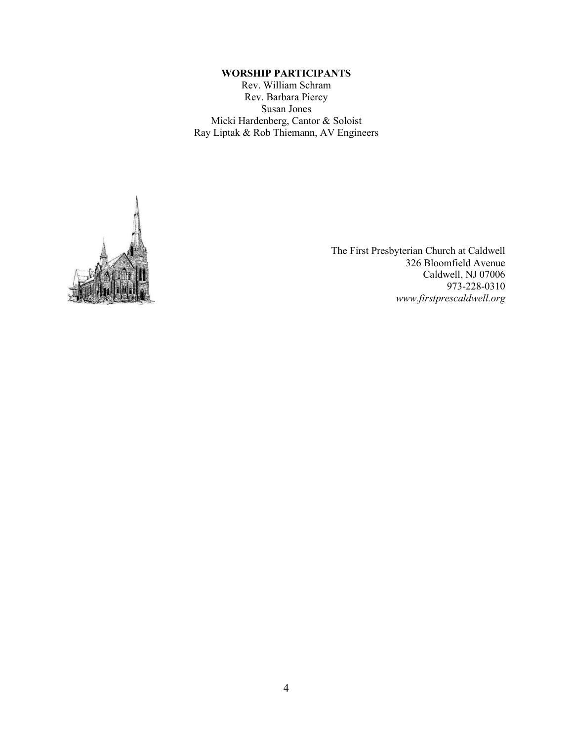**WORSHIP PARTICIPANTS**

Rev. William Schram
Rev. Barbara Piercy
Susan Jones
Micki Hardenberg, Cantor & Soloist
Ray Liptak & Rob Thiemann, AV Engineers

The First Presbyterian Church at Caldwell
326 Bloomfield Avenue
Caldwell, NJ 07006
973-228-0310
*www.firstprescaldwell.org*